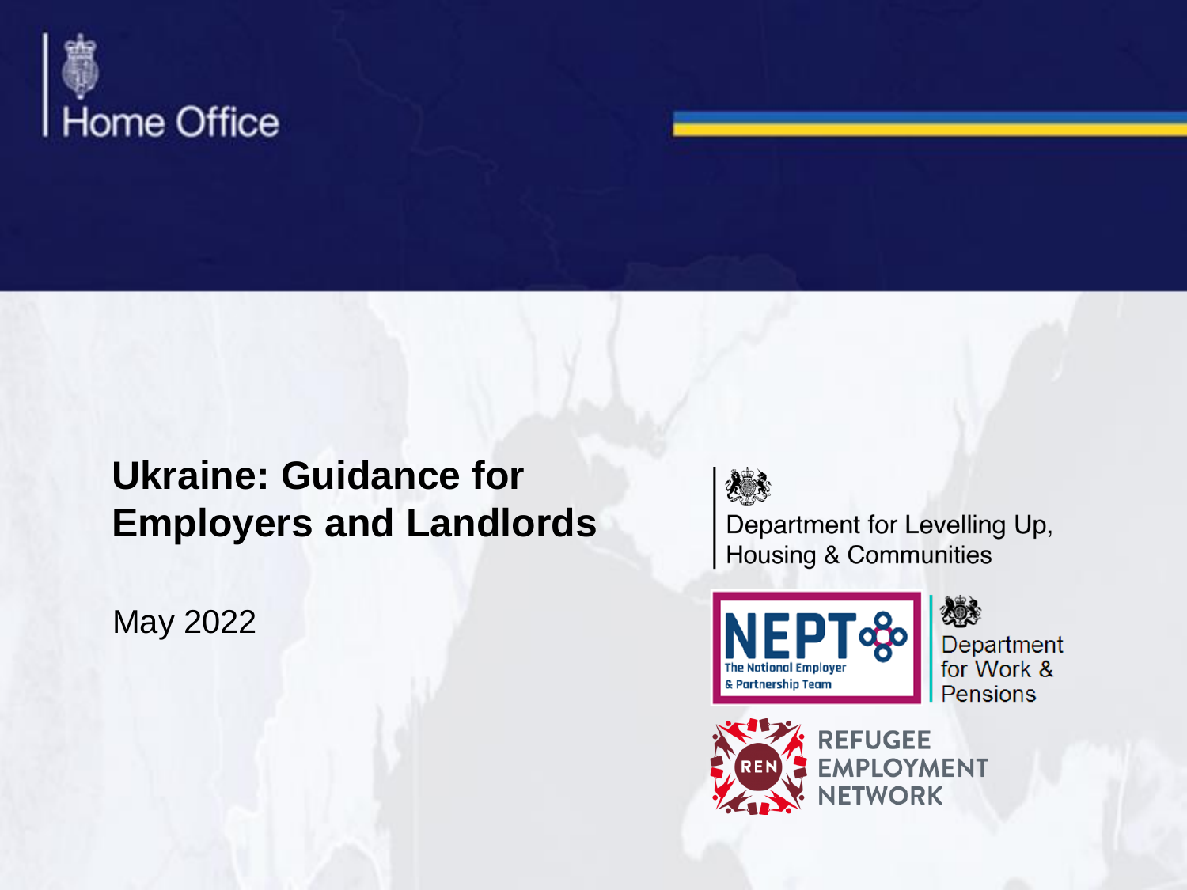Home Office

# Ukraine: Guidance for Employers and Landlords

May 2022

Department for Levelling Up, Housing & Communities

NEPT The National Employer & Partnership Team

Department for Work & Pensions

REFUGEE EMPLOYMENT NETWORK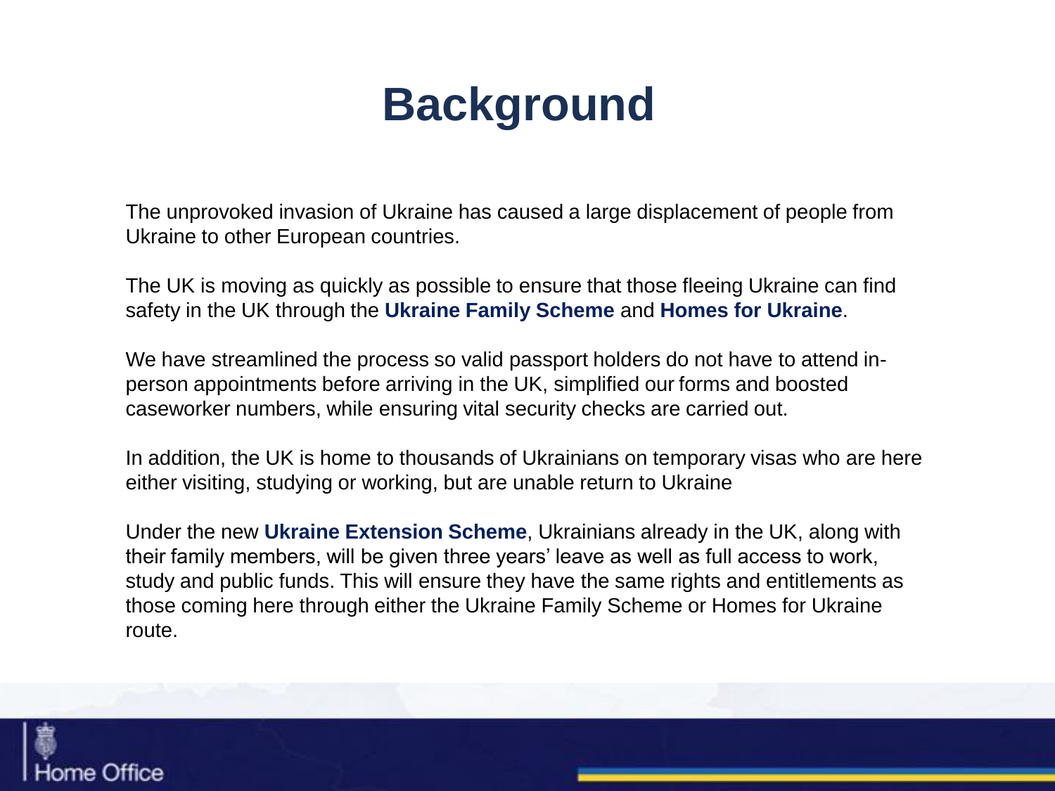# Background

The unprovoked invasion of Ukraine has caused a large displacement of people from Ukraine to other European countries.

The UK is moving as quickly as possible to ensure that those fleeing Ukraine can find safety in the UK through the **Ukraine Family Scheme** and **Homes for Ukraine**.

We have streamlined the process so valid passport holders do not have to attend in-person appointments before arriving in the UK, simplified our forms and boosted caseworker numbers, while ensuring vital security checks are carried out.

In addition, the UK is home to thousands of Ukrainians on temporary visas who are here either visiting, studying or working, but are unable return to Ukraine

Under the new **Ukraine Extension Scheme**, Ukrainians already in the UK, along with their family members, will be given three years' leave as well as full access to work, study and public funds. This will ensure they have the same rights and entitlements as those coming here through either the Ukraine Family Scheme or Homes for Ukraine route.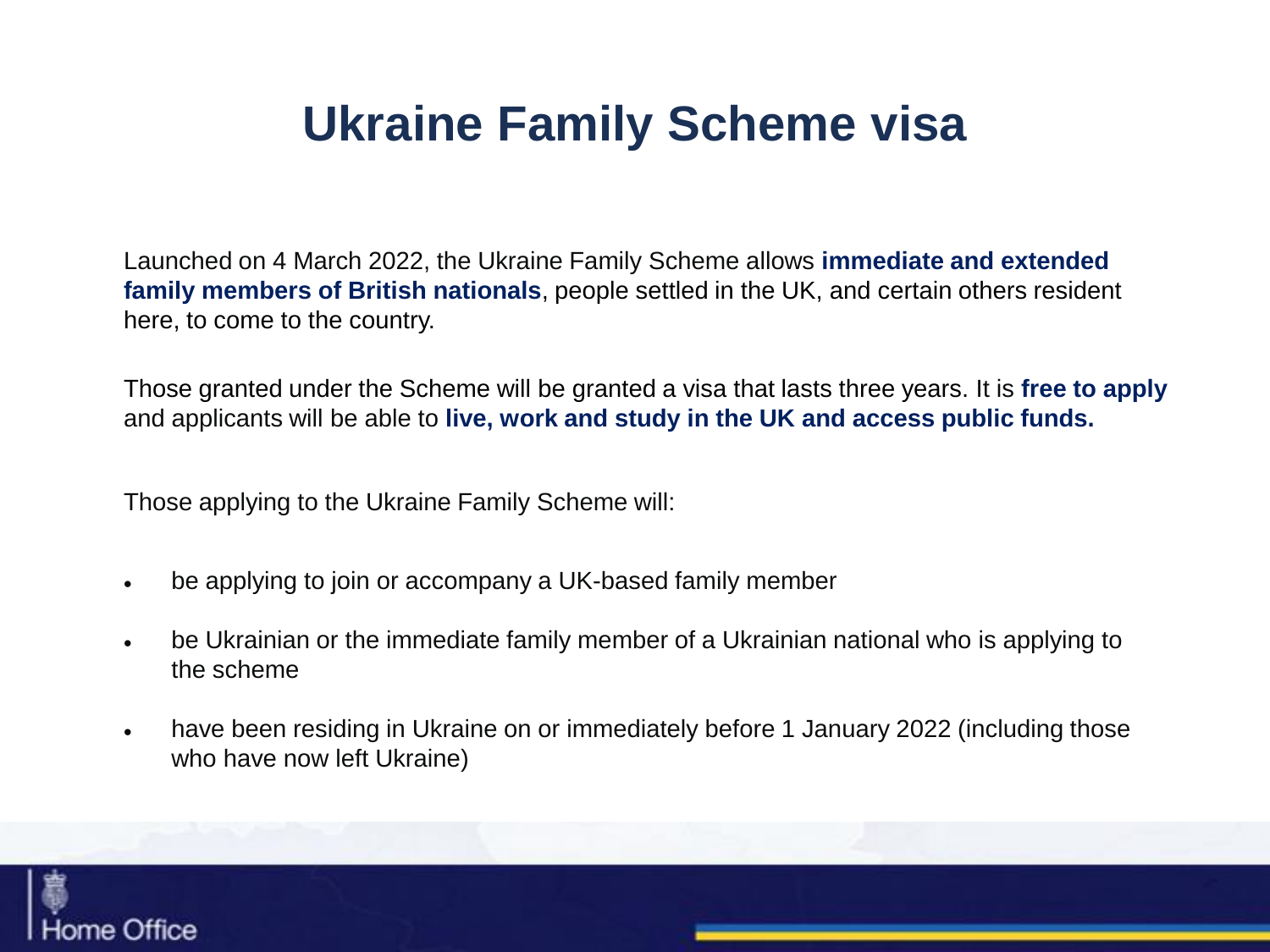# Ukraine Family Scheme visa

Launched on 4 March 2022, the Ukraine Family Scheme allows **immediate and extended family members of British nationals**, people settled in the UK, and certain others resident here, to come to the country.

Those granted under the Scheme will be granted a visa that lasts three years. It is **free to apply** and applicants will be able to **live, work and study in the UK and access public funds.**

Those applying to the Ukraine Family Scheme will:

- be applying to join or accompany a UK-based family member
- be Ukrainian or the immediate family member of a Ukrainian national who is applying to the scheme
- have been residing in Ukraine on or immediately before 1 January 2022 (including those who have now left Ukraine)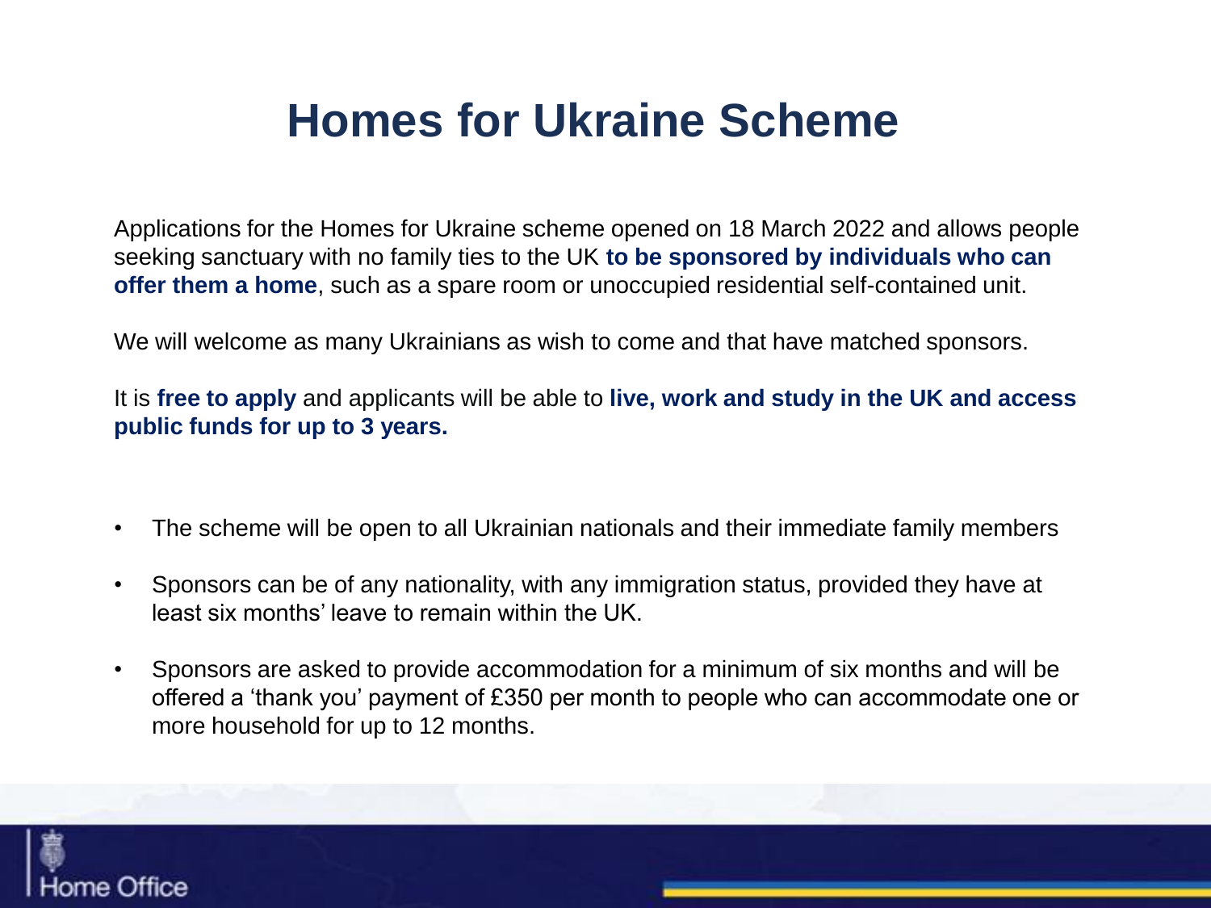# Homes for Ukraine Scheme

Applications for the Homes for Ukraine scheme opened on 18 March 2022 and allows people seeking sanctuary with no family ties to the UK **to be sponsored by individuals who can offer them a home**, such as a spare room or unoccupied residential self-contained unit.

We will welcome as many Ukrainians as wish to come and that have matched sponsors.

It is **free to apply** and applicants will be able to **live, work and study in the UK and access public funds for up to 3 years.**

- The scheme will be open to all Ukrainian nationals and their immediate family members
- Sponsors can be of any nationality, with any immigration status, provided they have at least six months' leave to remain within the UK.
- Sponsors are asked to provide accommodation for a minimum of six months and will be offered a 'thank you' payment of £350 per month to people who can accommodate one or more household for up to 12 months.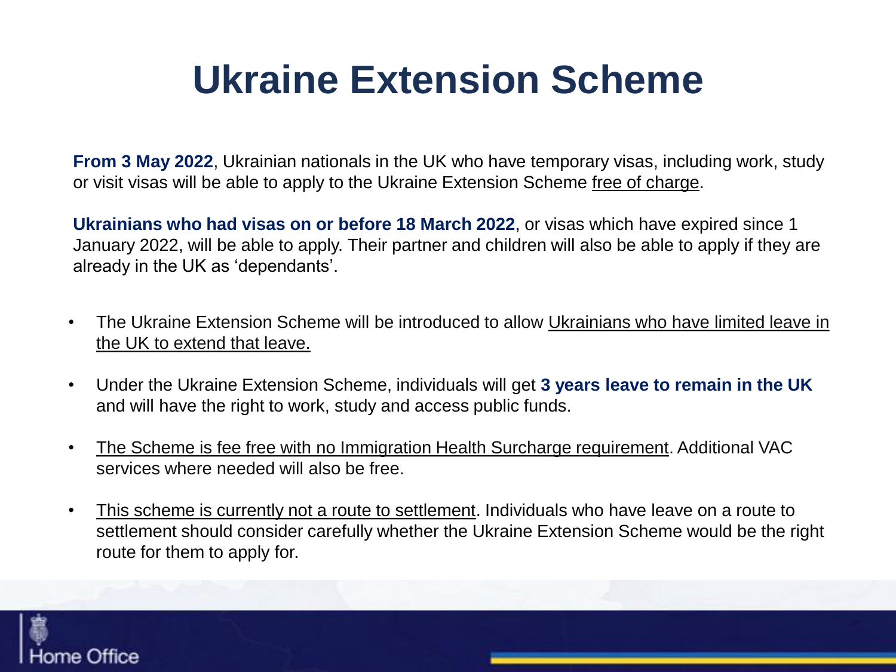# Ukraine Extension Scheme

**From 3 May 2022**, Ukrainian nationals in the UK who have temporary visas, including work, study or visit visas will be able to apply to the Ukraine Extension Scheme free of charge.

**Ukrainians who had visas on or before 18 March 2022**, or visas which have expired since 1 January 2022, will be able to apply. Their partner and children will also be able to apply if they are already in the UK as 'dependants'.

- The Ukraine Extension Scheme will be introduced to allow Ukrainians who have limited leave in the UK to extend that leave.
- Under the Ukraine Extension Scheme, individuals will get **3 years leave to remain in the UK** and will have the right to work, study and access public funds.
- The Scheme is fee free with no Immigration Health Surcharge requirement. Additional VAC services where needed will also be free.
- This scheme is currently not a route to settlement. Individuals who have leave on a route to settlement should consider carefully whether the Ukraine Extension Scheme would be the right route for them to apply for.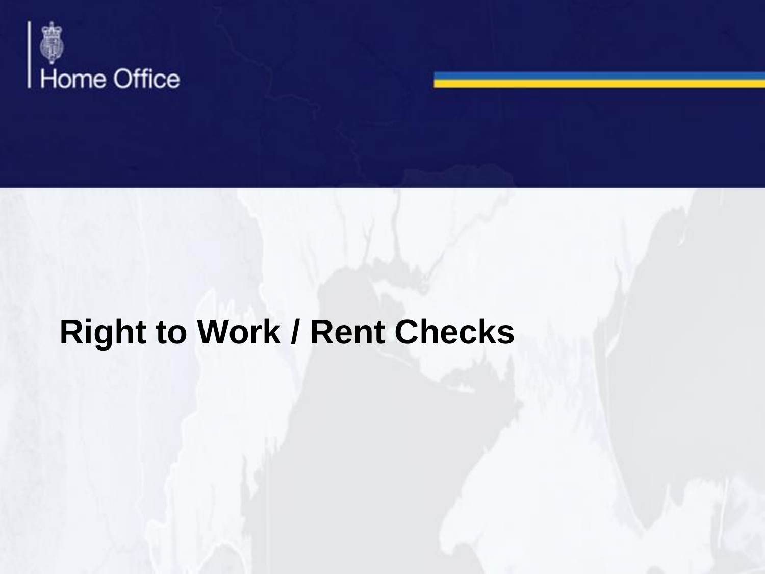# Right to Work / Rent Checks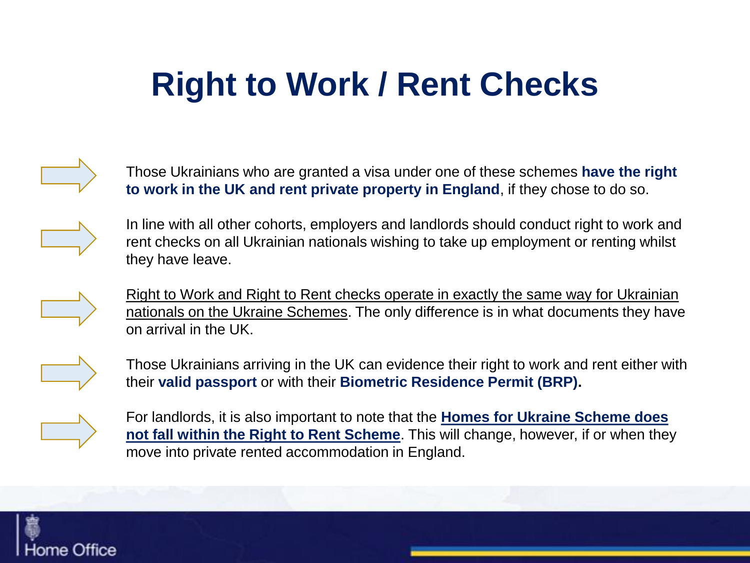# Right to Work / Rent Checks

- Those Ukrainians who are granted a visa under one of these schemes **have the right to work in the UK and rent private property in England**, if they chose to do so.

- In line with all other cohorts, employers and landlords should conduct right to work and rent checks on all Ukrainian nationals wishing to take up employment or renting whilst they have leave.

- Right to Work and Right to Rent checks operate in exactly the same way for Ukrainian nationals on the Ukraine Schemes. The only difference is in what documents they have on arrival in the UK.

- Those Ukrainians arriving in the UK can evidence their right to work and rent either with their **valid passport** or with their **Biometric Residence Permit (BRP).**

- For landlords, it is also important to note that the **Homes for Ukraine Scheme does not fall within the Right to Rent Scheme**. This will change, however, if or when they move into private rented accommodation in England.

Home Office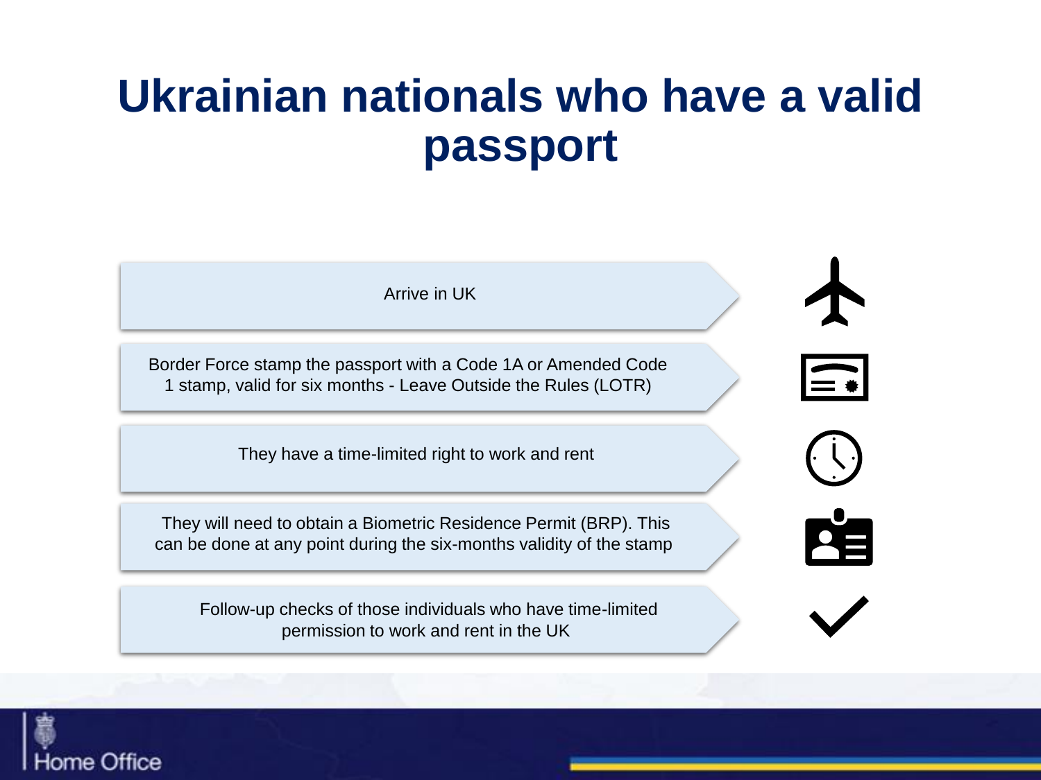# Ukrainian nationals who have a valid passport

1. Arrive in UK
2. Border Force stamp the passport with a Code 1A or Amended Code 1 stamp, valid for six months - Leave Outside the Rules (LOTR)
3. They have a time-limited right to work and rent
4. They will need to obtain a Biometric Residence Permit (BRP). This can be done at any point during the six-months validity of the stamp
5. Follow-up checks of those individuals who have time-limited permission to work and rent in the UK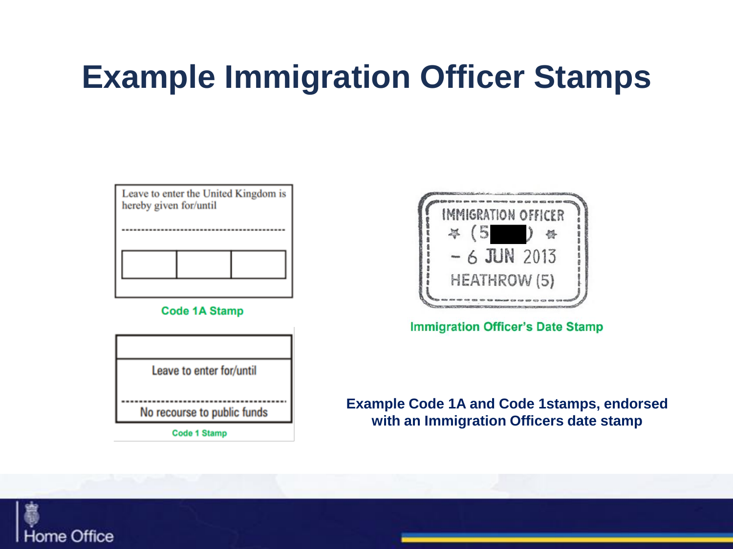# Example Immigration Officer Stamps

Leave to enter the United Kingdom is hereby given for/until

Code 1A Stamp

Leave to enter for/until

No recourse to public funds

Code 1 Stamp

IMMIGRATION OFFICER

(5█)

- 6 JUN 2013

HEATHROW (5)

Immigration Officer's Date Stamp

**Example Code 1A and Code 1stamps, endorsed with an Immigration Officers date stamp**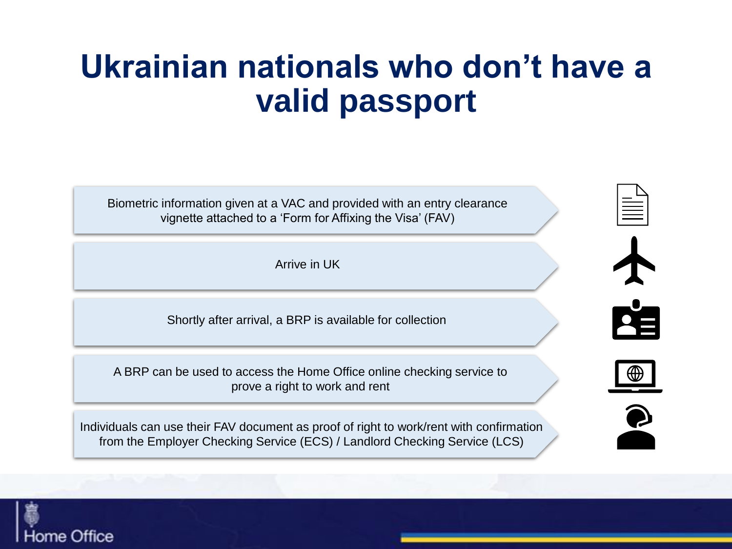# Ukrainian nationals who don't have a valid passport

- Biometric information given at a VAC and provided with an entry clearance vignette attached to a 'Form for Affixing the Visa' (FAV)
- Arrive in UK
- Shortly after arrival, a BRP is available for collection
- A BRP can be used to access the Home Office online checking service to prove a right to work and rent
- Individuals can use their FAV document as proof of right to work/rent with confirmation from the Employer Checking Service (ECS) / Landlord Checking Service (LCS)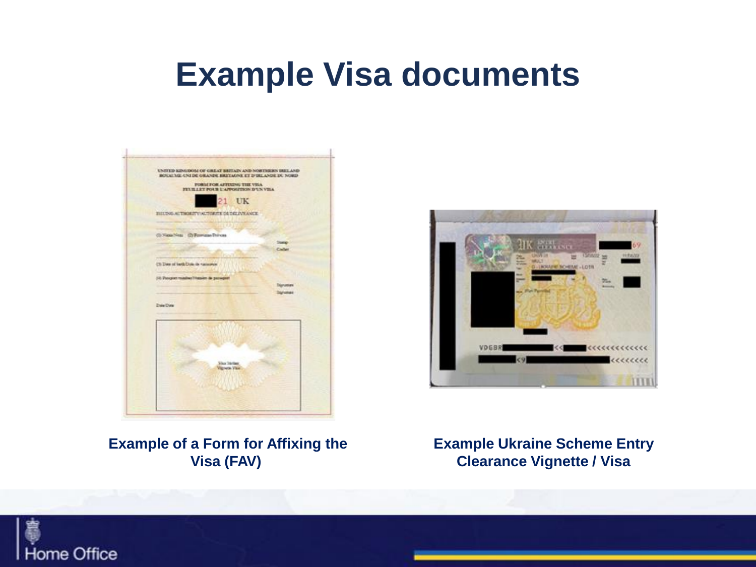# Example Visa documents

**Example of a Form for Affixing the Visa (FAV)**

**Example Ukraine Scheme Entry Clearance Vignette / Visa**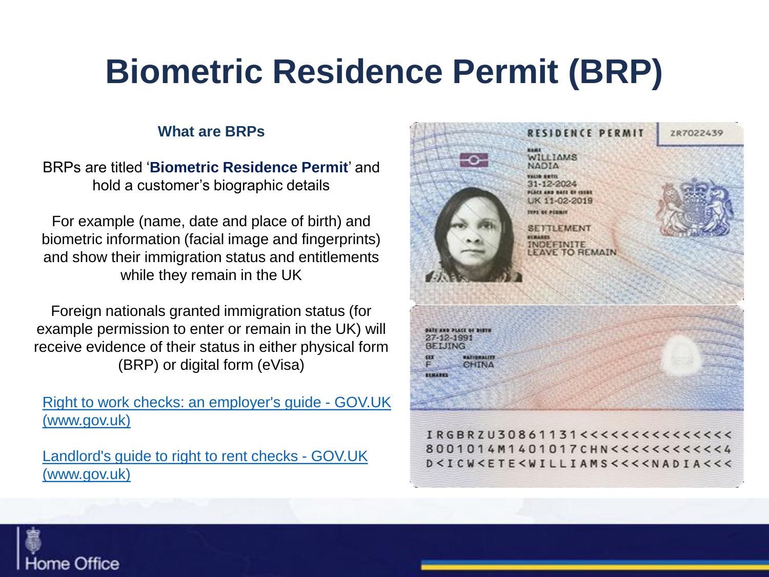# Biometric Residence Permit (BRP)

### What are BRPs

BRPs are titled '**Biometric Residence Permit**' and hold a customer's biographic details

For example (name, date and place of birth) and biometric information (facial image and fingerprints) and show their immigration status and entitlements while they remain in the UK

Foreign nationals granted immigration status (for example permission to enter or remain in the UK) will receive evidence of their status in either physical form (BRP) or digital form (eVisa)

[Right to work checks: an employer's guide - GOV.UK (www.gov.uk)](https://www.gov.uk)

[Landlord's guide to right to rent checks - GOV.UK (www.gov.uk)](https://www.gov.uk)

RESIDENCE PERMIT ZR7022439

NAME
WILLIAMS
NADIA

VALID UNTIL
31-12-2024

PLACE AND DATE OF ISSUE
UK 11-02-2019

TYPE OF PERMIT
SETTLEMENT

REMARKS
INDEFINITE
LEAVE TO REMAIN

DATE AND PLACE OF BIRTH
27-12-1991
BEIJING

SEX F NATIONALITY CHINA

REMARKS

```
IRGBRZU30861131<<<<<<<<<<<<<<<
8001014M1401017CHN<<<<<<<<<<<4
D<ICW<ETE<WILLIAMS<<<<NADIA<<<
```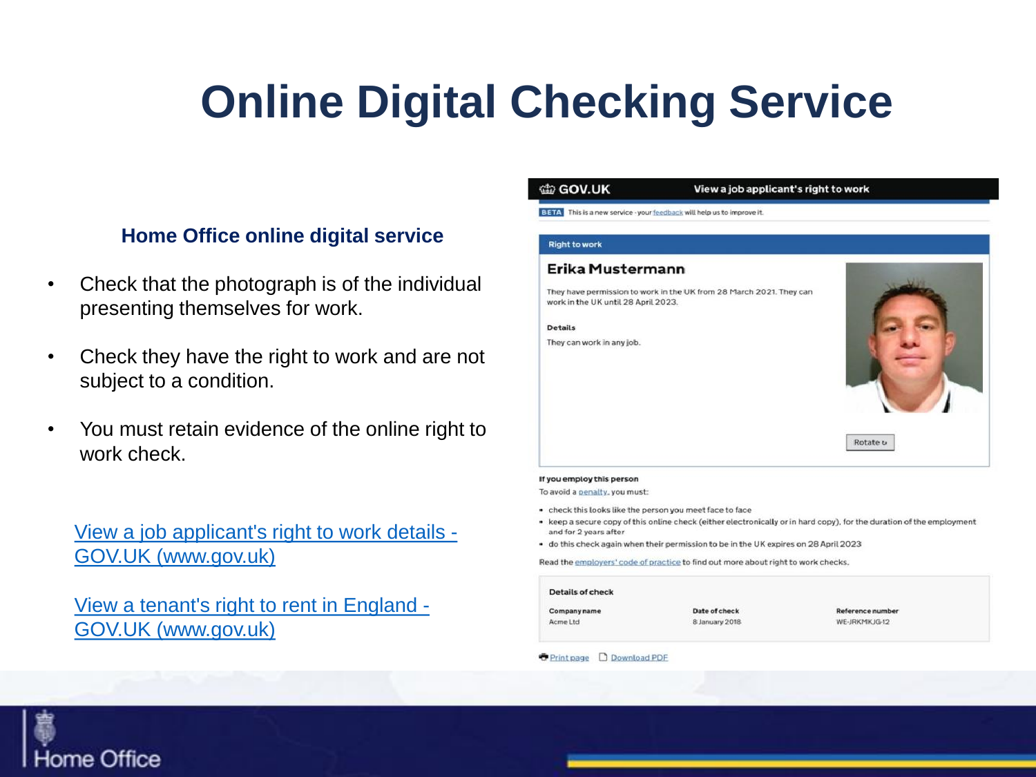# Online Digital Checking Service

**Home Office online digital service**

- Check that the photograph is of the individual presenting themselves for work.
- Check they have the right to work and are not subject to a condition.
- You must retain evidence of the online right to work check.

[View a job applicant's right to work details - GOV.UK (www.gov.uk)]

[View a tenant's right to rent in England - GOV.UK (www.gov.uk)]

GOV.UK View a job applicant's right to work

BETA This is a new service - your feedback will help us to improve it.

**Right to work**

**Erika Mustermann**

They have permission to work in the UK from 28 March 2021. They can work in the UK until 28 April 2023.

**Details**

They can work in any job.

Rotate

**If you employ this person**

To avoid a penalty, you must:

- check this looks like the person you meet face to face
- keep a secure copy of this online check (either electronically or in hard copy), for the duration of the employment and for 2 years after
- do this check again when their permission to be in the UK expires on 28 April 2023

Read the employers' code of practice to find out more about right to work checks.

**Details of check**

| Company name | Date of check | Reference number |
|---|---|---|
| Acme Ltd | 8 January 2018 | WE-JRKMKJG-12 |

Print page  Download PDF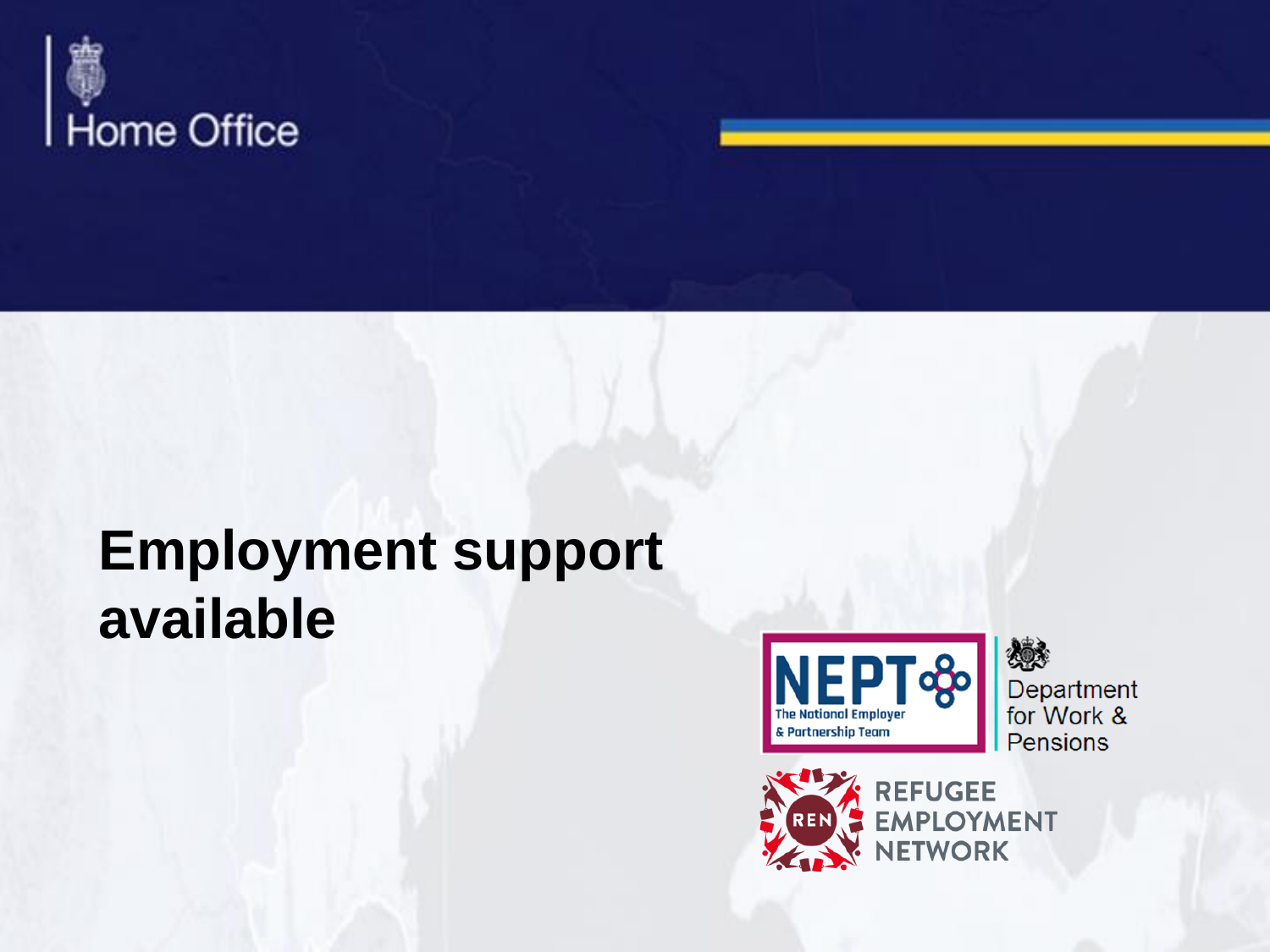Home Office

# Employment support available

NEPT The National Employer & Partnership Team

Department for Work & Pensions

REN REFUGEE EMPLOYMENT NETWORK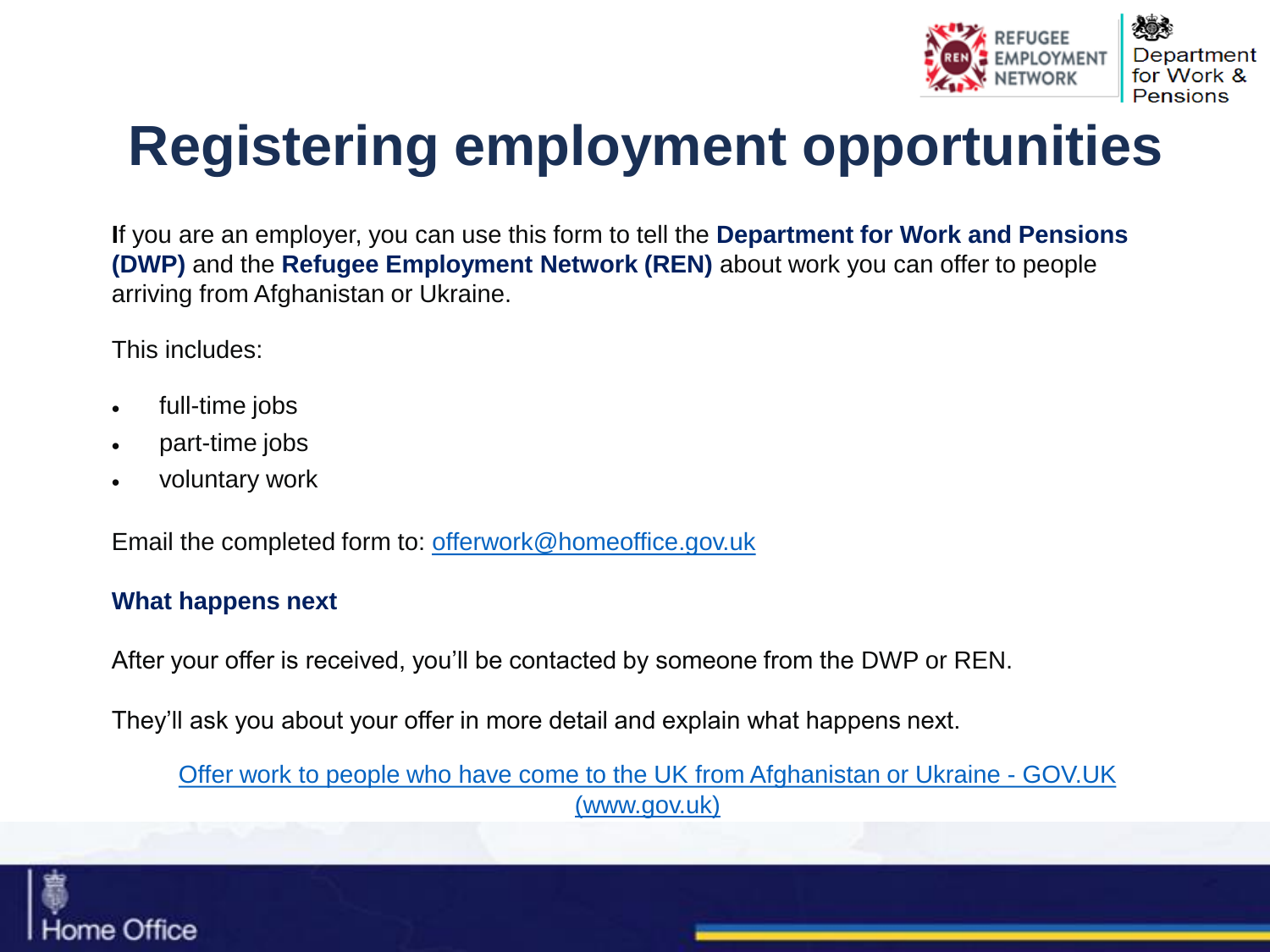# Registering employment opportunities

If you are an employer, you can use this form to tell the **Department for Work and Pensions (DWP)** and the **Refugee Employment Network (REN)** about work you can offer to people arriving from Afghanistan or Ukraine.

This includes:

- full-time jobs
- part-time jobs
- voluntary work

Email the completed form to: [offerwork@homeoffice.gov.uk](mailto:offerwork@homeoffice.gov.uk)

### What happens next

After your offer is received, you'll be contacted by someone from the DWP or REN.

They'll ask you about your offer in more detail and explain what happens next.

[Offer work to people who have come to the UK from Afghanistan or Ukraine - GOV.UK (www.gov.uk)](https://www.gov.uk)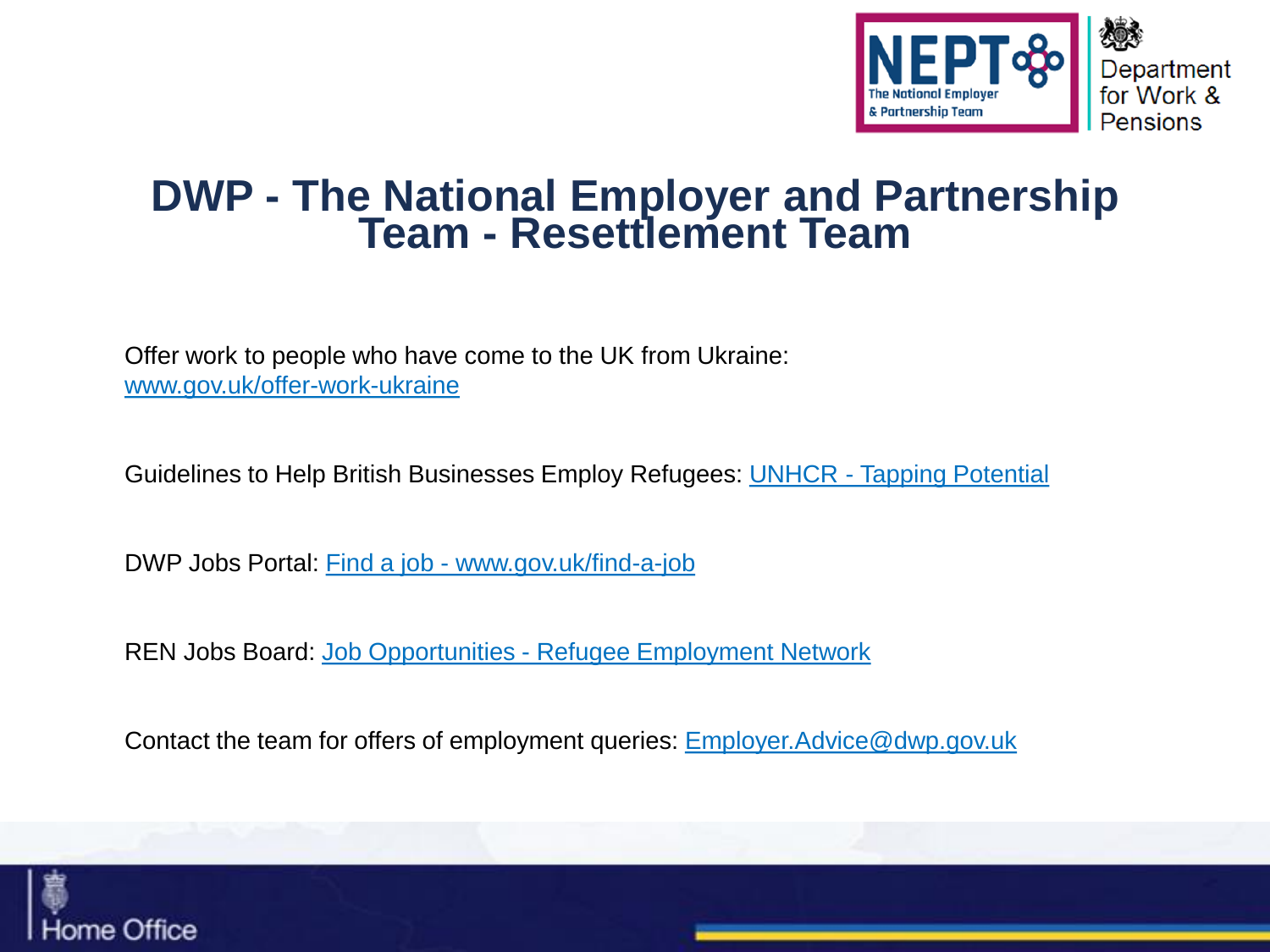# DWP - The National Employer and Partnership Team - Resettlement Team

Offer work to people who have come to the UK from Ukraine: www.gov.uk/offer-work-ukraine

Guidelines to Help British Businesses Employ Refugees: UNHCR - Tapping Potential

DWP Jobs Portal: Find a job - www.gov.uk/find-a-job

REN Jobs Board: Job Opportunities - Refugee Employment Network

Contact the team for offers of employment queries: Employer.Advice@dwp.gov.uk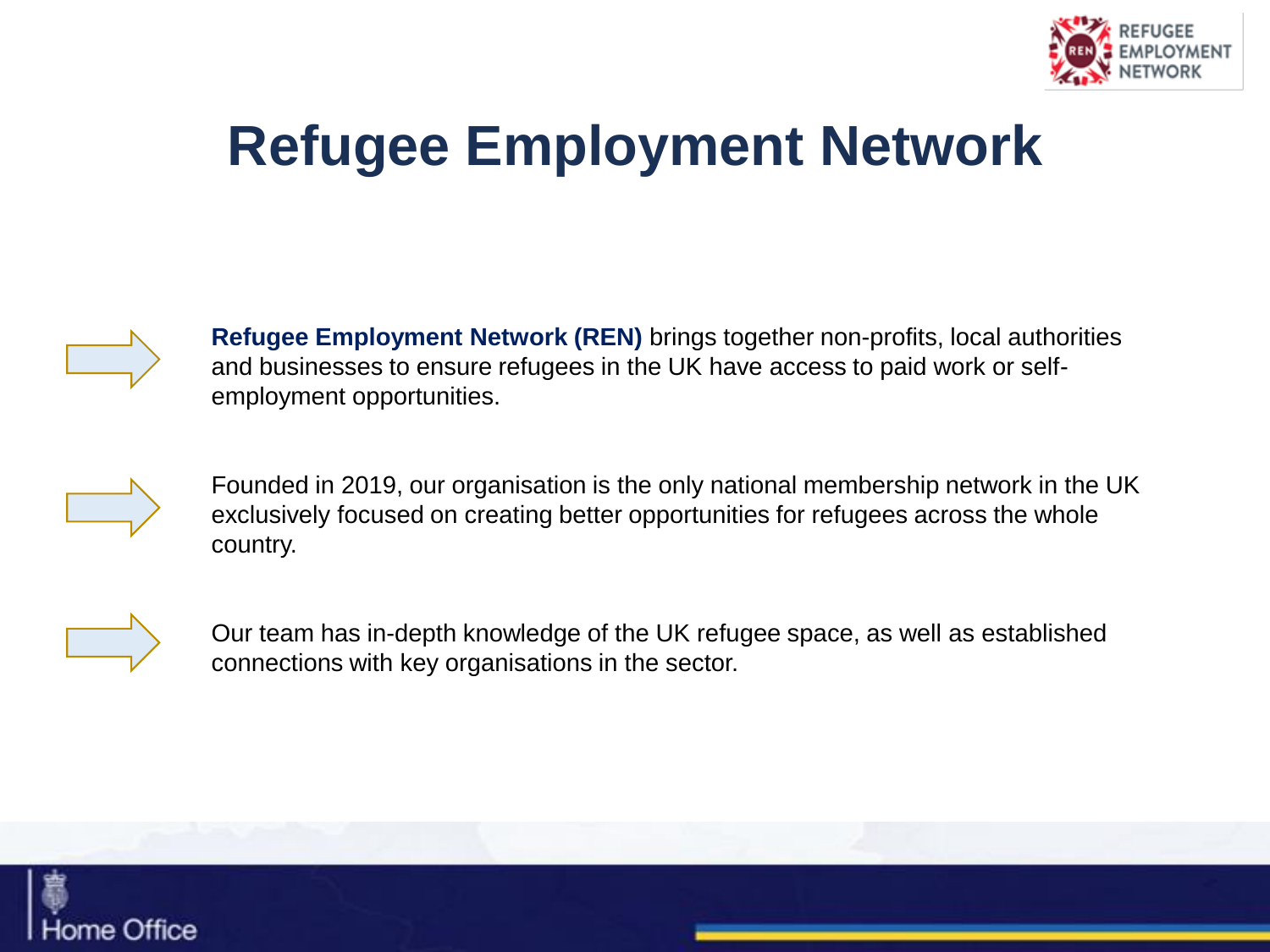# Refugee Employment Network

- **Refugee Employment Network (REN)** brings together non-profits, local authorities and businesses to ensure refugees in the UK have access to paid work or self-employment opportunities.
- Founded in 2019, our organisation is the only national membership network in the UK exclusively focused on creating better opportunities for refugees across the whole country.
- Our team has in-depth knowledge of the UK refugee space, as well as established connections with key organisations in the sector.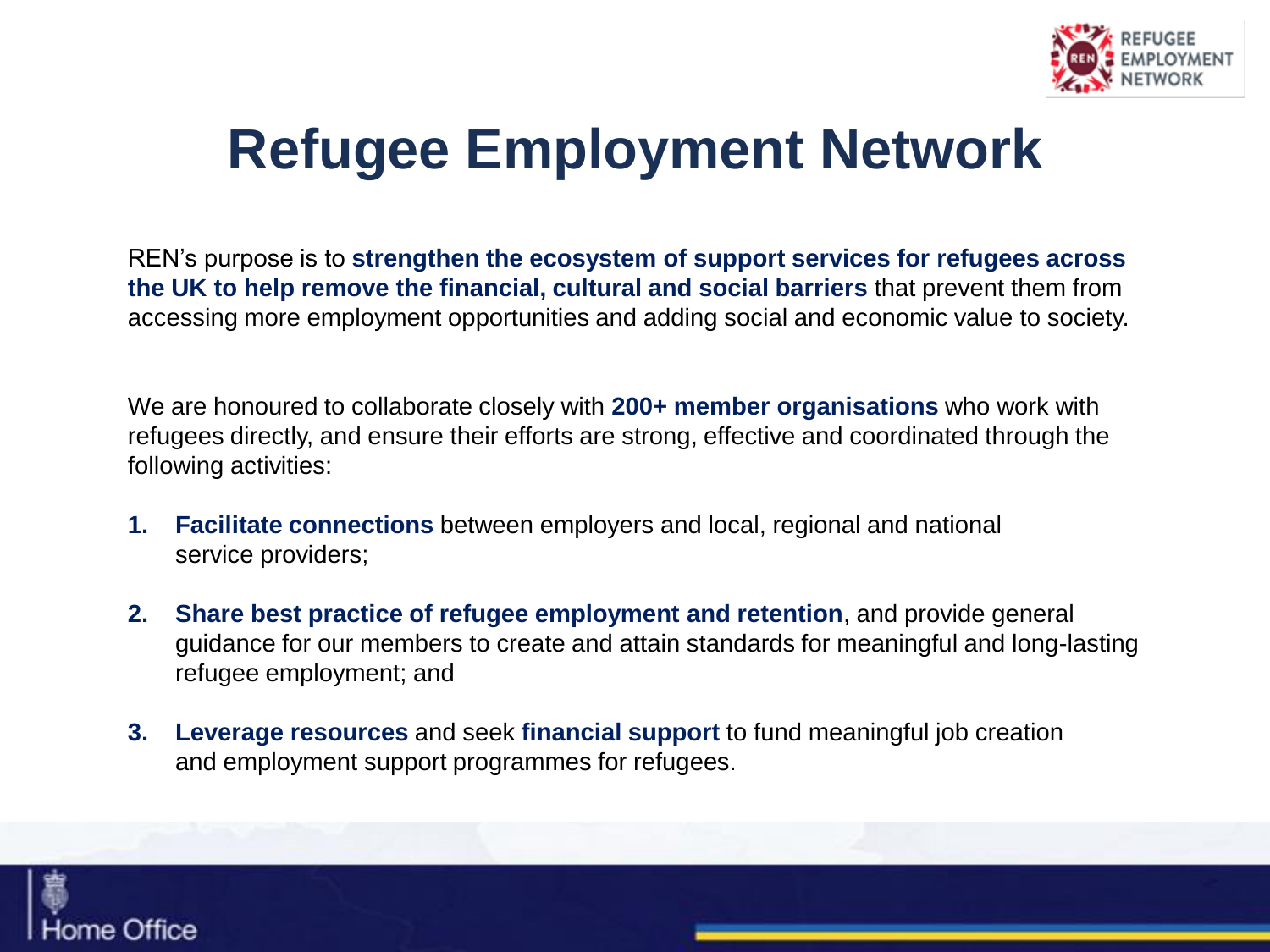# Refugee Employment Network

REN's purpose is to **strengthen the ecosystem of support services for refugees across the UK to help remove the financial, cultural and social barriers** that prevent them from accessing more employment opportunities and adding social and economic value to society.

We are honoured to collaborate closely with **200+ member organisations** who work with refugees directly, and ensure their efforts are strong, effective and coordinated through the following activities:

1. **Facilitate connections** between employers and local, regional and national service providers;
2. **Share best practice of refugee employment and retention**, and provide general guidance for our members to create and attain standards for meaningful and long-lasting refugee employment; and
3. **Leverage resources** and seek **financial support** to fund meaningful job creation and employment support programmes for refugees.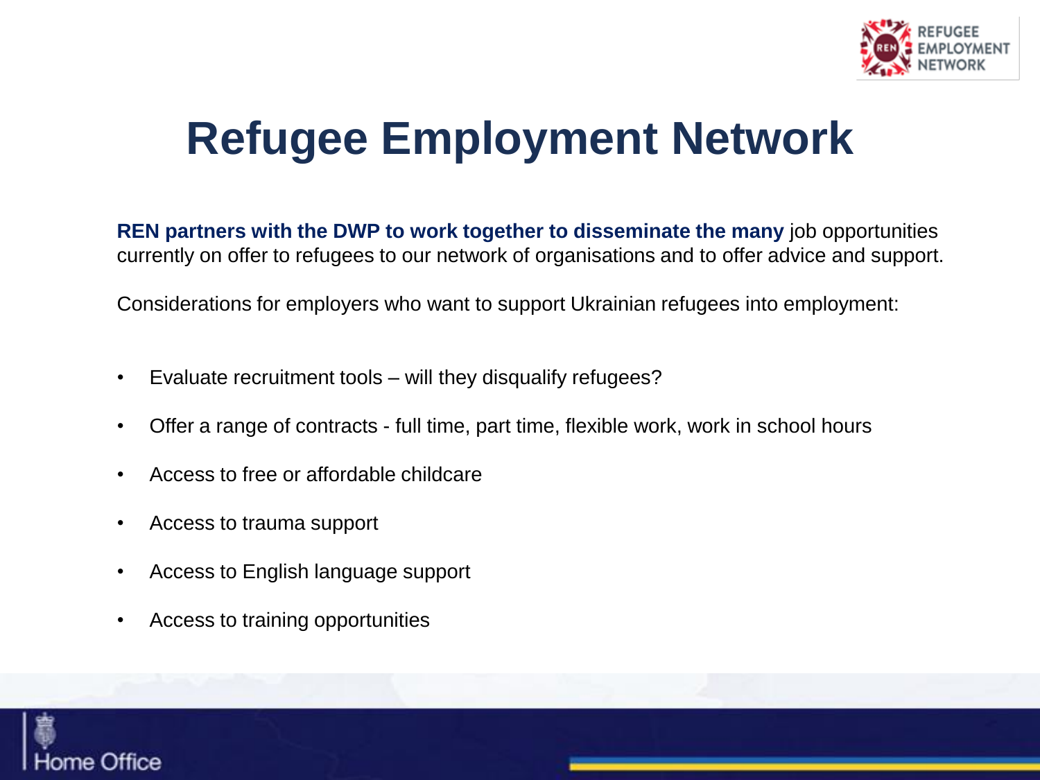# Refugee Employment Network

**REN partners with the DWP to work together to disseminate the many** job opportunities currently on offer to refugees to our network of organisations and to offer advice and support.

Considerations for employers who want to support Ukrainian refugees into employment:

- Evaluate recruitment tools – will they disqualify refugees?
- Offer a range of contracts - full time, part time, flexible work, work in school hours
- Access to free or affordable childcare
- Access to trauma support
- Access to English language support
- Access to training opportunities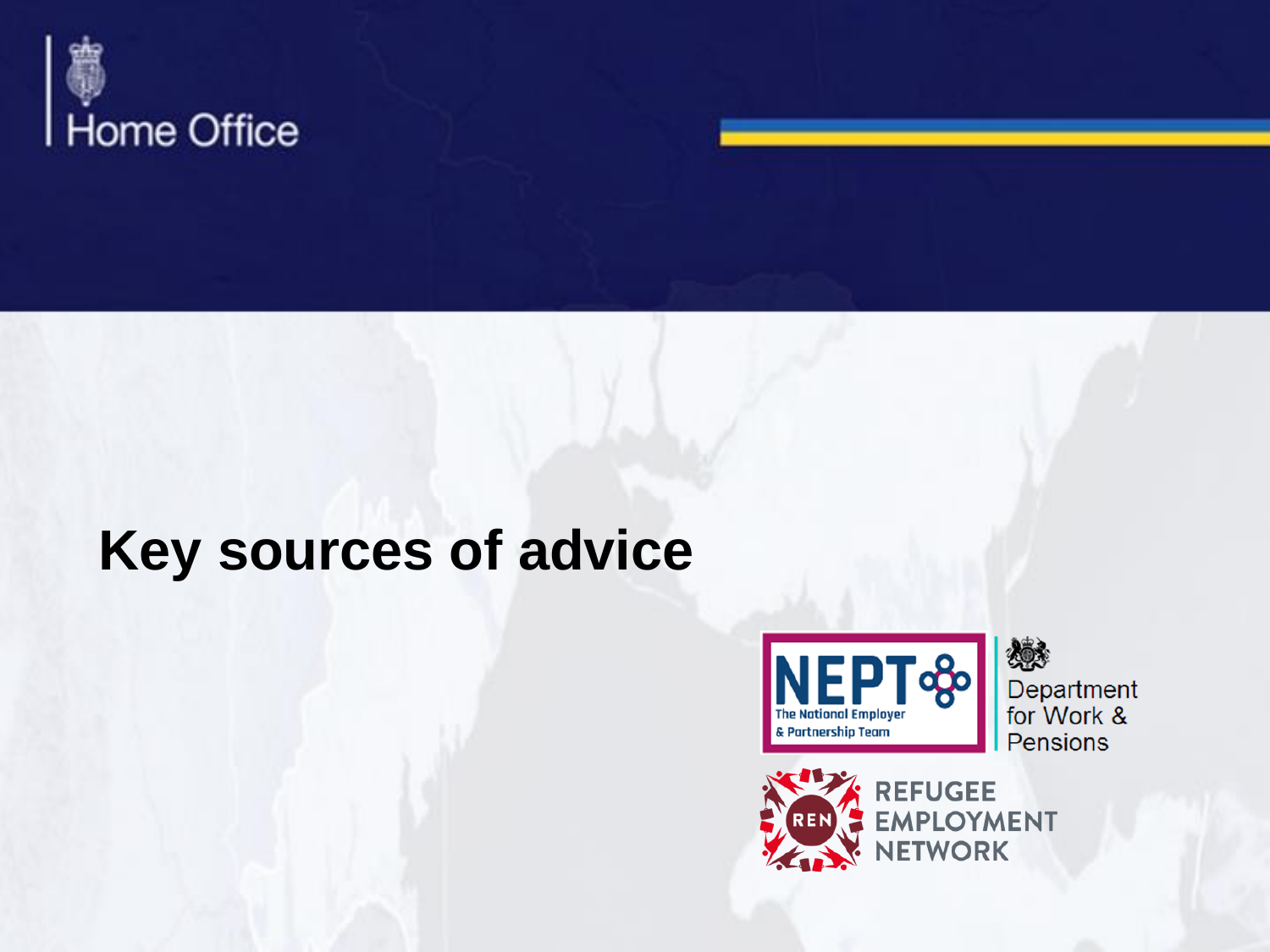Home Office

# Key sources of advice

NEPT The National Employer & Partnership Team

Department for Work & Pensions

REN REFUGEE EMPLOYMENT NETWORK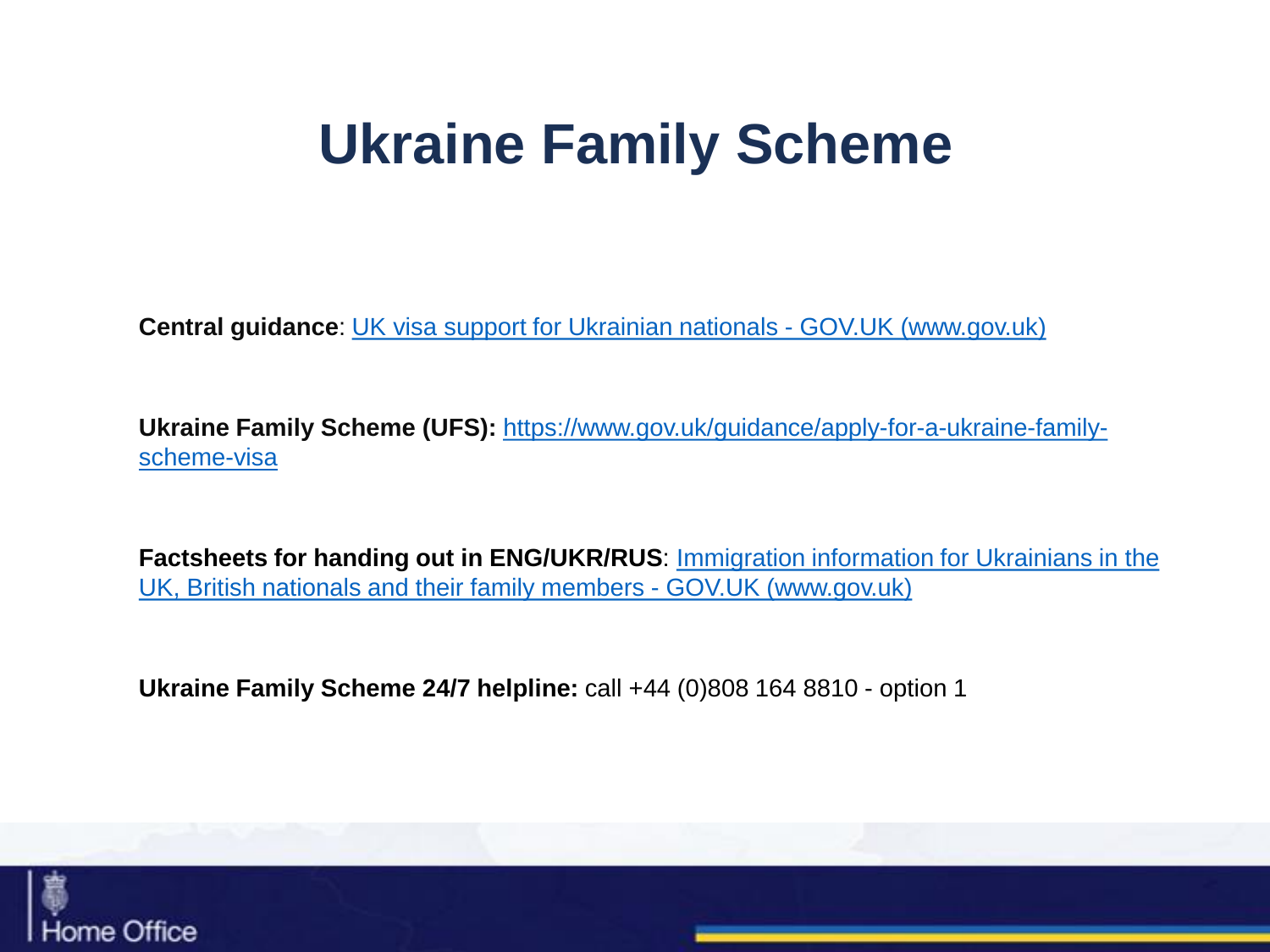# Ukraine Family Scheme

**Central guidance**: UK visa support for Ukrainian nationals - GOV.UK (www.gov.uk)

**Ukraine Family Scheme (UFS):** https://www.gov.uk/guidance/apply-for-a-ukraine-family-scheme-visa

**Factsheets for handing out in ENG/UKR/RUS**: Immigration information for Ukrainians in the UK, British nationals and their family members - GOV.UK (www.gov.uk)

**Ukraine Family Scheme 24/7 helpline:** call +44 (0)808 164 8810 - option 1

Home Office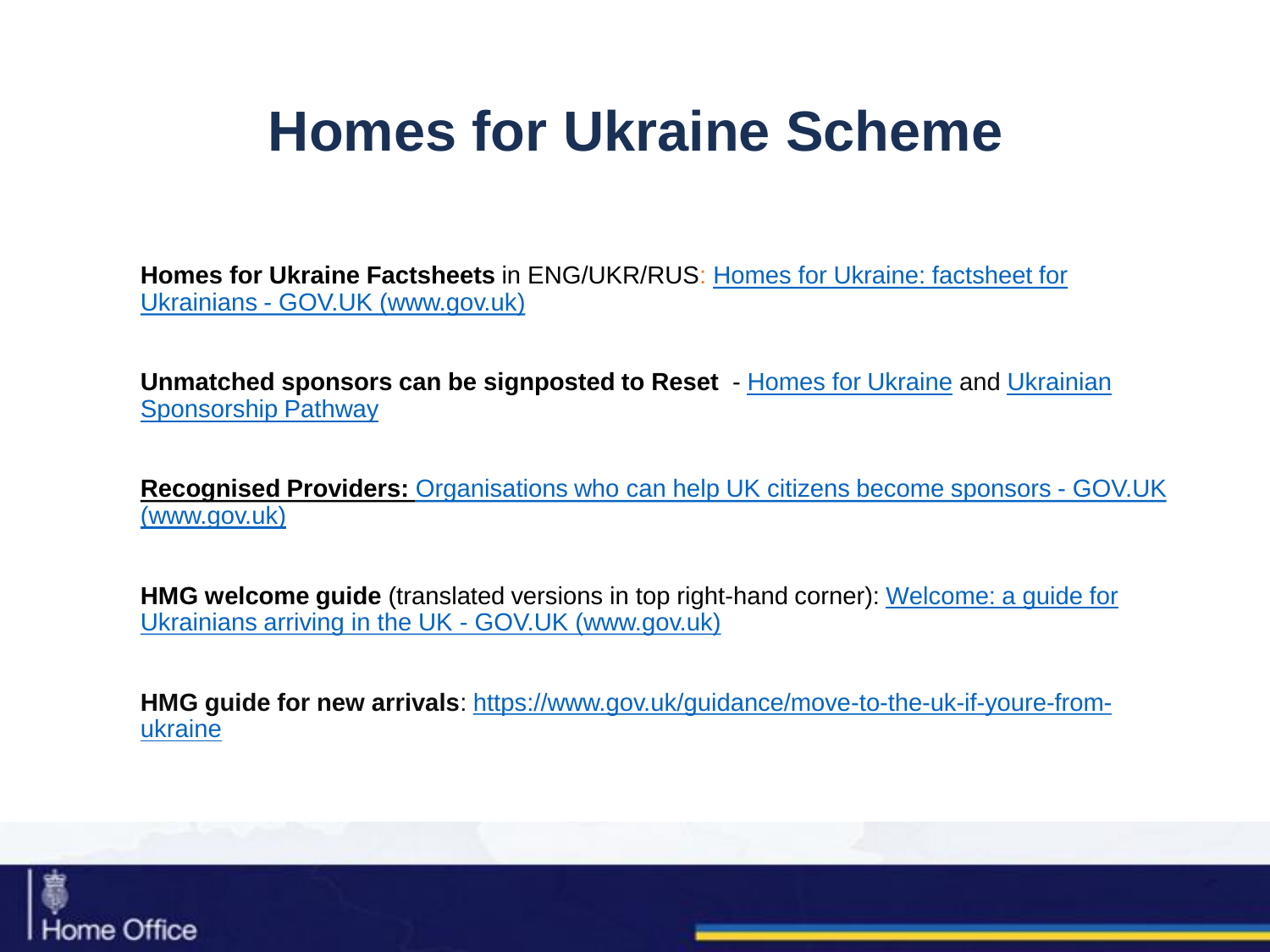# Homes for Ukraine Scheme

**Homes for Ukraine Factsheets** in ENG/UKR/RUS: Homes for Ukraine: factsheet for Ukrainians - GOV.UK (www.gov.uk)

**Unmatched sponsors can be signposted to Reset** - Homes for Ukraine and Ukrainian Sponsorship Pathway

**Recognised Providers:** Organisations who can help UK citizens become sponsors - GOV.UK (www.gov.uk)

**HMG welcome guide** (translated versions in top right-hand corner): Welcome: a guide for Ukrainians arriving in the UK - GOV.UK (www.gov.uk)

**HMG guide for new arrivals**: https://www.gov.uk/guidance/move-to-the-uk-if-youre-from-ukraine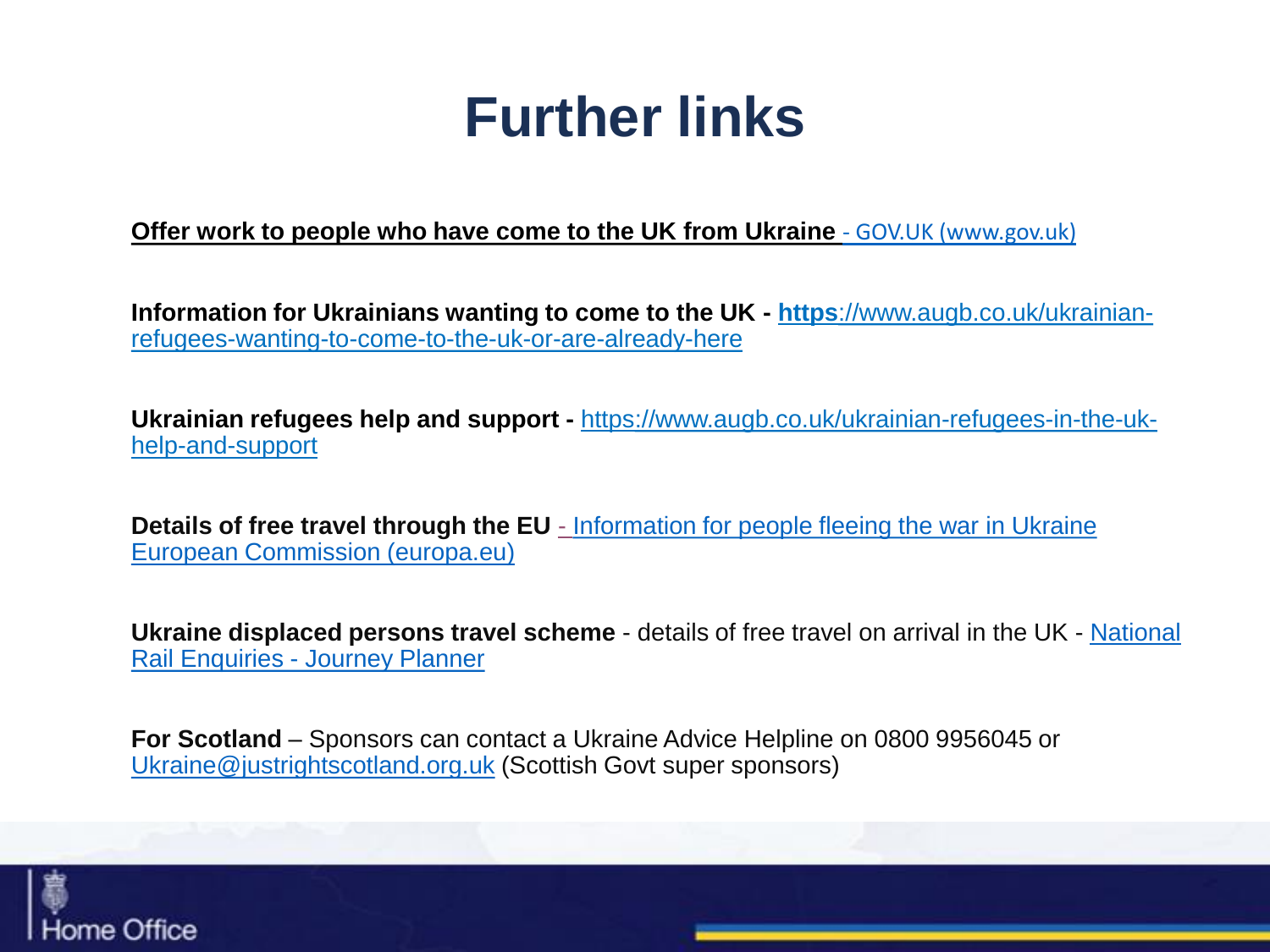# Further links

**Offer work to people who have come to the UK from Ukraine** - GOV.UK (www.gov.uk)

**Information for Ukrainians wanting to come to the UK -** **https**://www.augb.co.uk/ukrainian-refugees-wanting-to-come-to-the-uk-or-are-already-here

**Ukrainian refugees help and support -** https://www.augb.co.uk/ukrainian-refugees-in-the-uk-help-and-support

**Details of free travel through the EU** - Information for people fleeing the war in Ukraine European Commission (europa.eu)

**Ukraine displaced persons travel scheme** - details of free travel on arrival in the UK - National Rail Enquiries - Journey Planner

**For Scotland** – Sponsors can contact a Ukraine Advice Helpline on 0800 9956045 or Ukraine@justrightscotland.org.uk (Scottish Govt super sponsors)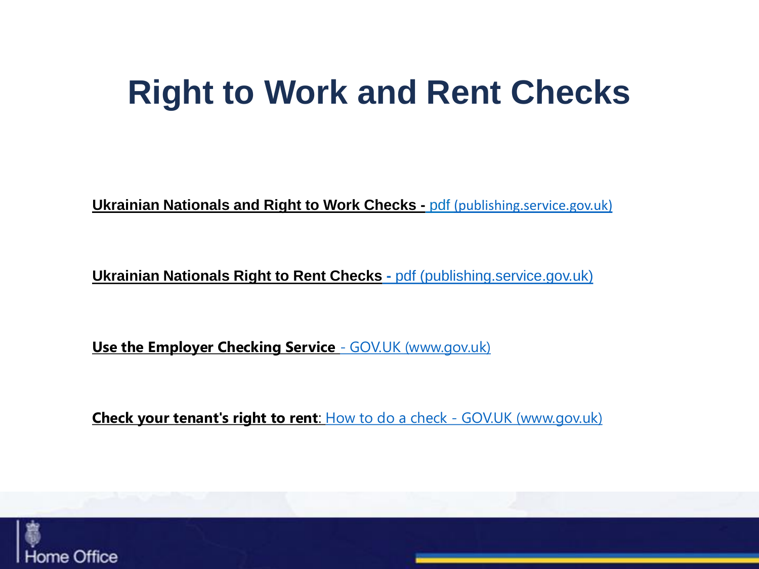# Right to Work and Rent Checks

**Ukrainian Nationals and Right to Work Checks -** pdf (publishing.service.gov.uk)

**Ukrainian Nationals Right to Rent Checks -** pdf (publishing.service.gov.uk)

**Use the Employer Checking Service** - GOV.UK (www.gov.uk)

**Check your tenant's right to rent**: How to do a check - GOV.UK (www.gov.uk)

Home Office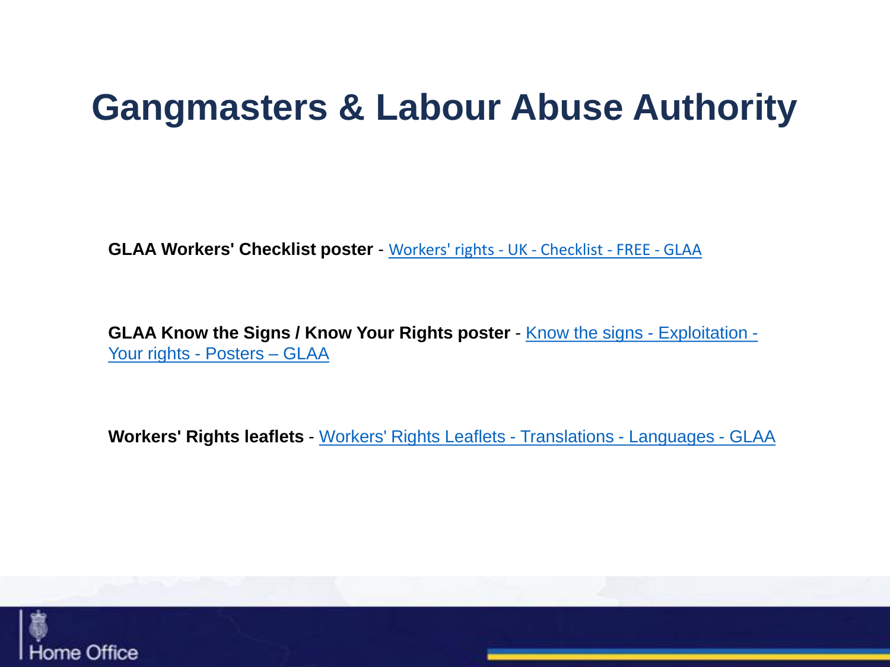# Gangmasters & Labour Abuse Authority

**GLAA Workers' Checklist poster** - Workers' rights - UK - Checklist - FREE - GLAA

**GLAA Know the Signs / Know Your Rights poster** - Know the signs - Exploitation - Your rights - Posters – GLAA

**Workers' Rights leaflets** - Workers' Rights Leaflets - Translations - Languages - GLAA